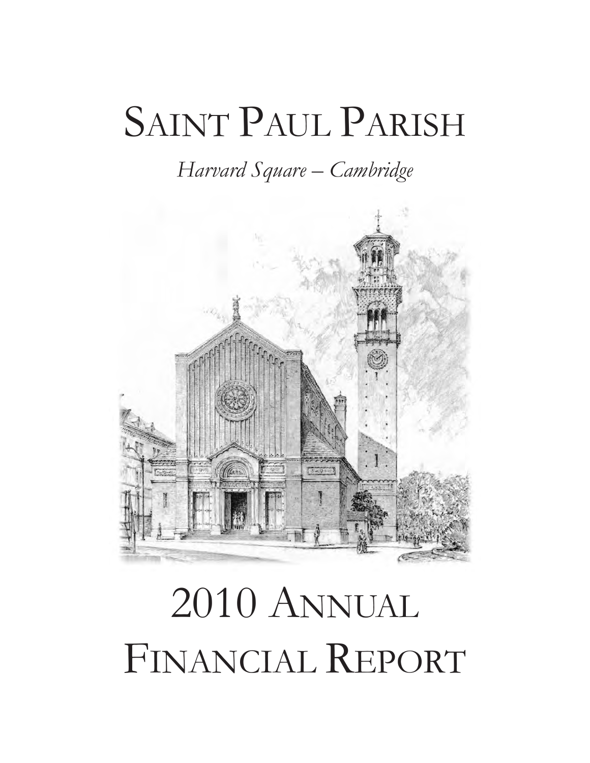# Saint Paul Parish

*Harvard Square – Cambridge*

# 2010 Annual Financial Report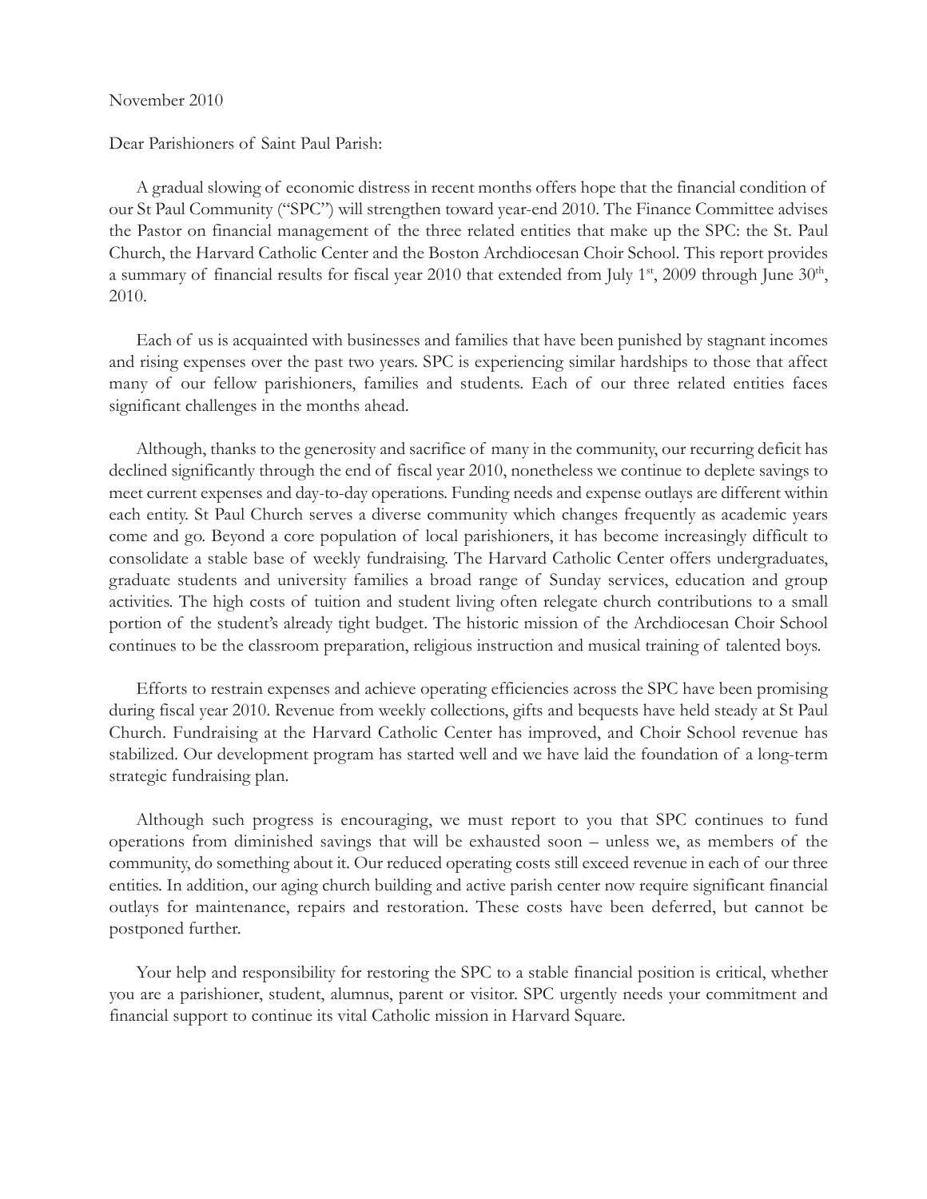November 2010

Dear Parishioners of Saint Paul Parish:

A gradual slowing of economic distress in recent months offers hope that the financial condition of our St Paul Community ("SPC") will strengthen toward year-end 2010. The Finance Committee advises the Pastor on financial management of the three related entities that make up the SPC: the St. Paul Church, the Harvard Catholic Center and the Boston Archdiocesan Choir School. This report provides a summary of financial results for fiscal year 2010 that extended from July 1st, 2009 through June 30th, 2010.

Each of us is acquainted with businesses and families that have been punished by stagnant incomes and rising expenses over the past two years. SPC is experiencing similar hardships to those that affect many of our fellow parishioners, families and students. Each of our three related entities faces significant challenges in the months ahead.

Although, thanks to the generosity and sacrifice of many in the community, our recurring deficit has declined significantly through the end of fiscal year 2010, nonetheless we continue to deplete savings to meet current expenses and day-to-day operations. Funding needs and expense outlays are different within each entity. St Paul Church serves a diverse community which changes frequently as academic years come and go. Beyond a core population of local parishioners, it has become increasingly difficult to consolidate a stable base of weekly fundraising. The Harvard Catholic Center offers undergraduates, graduate students and university families a broad range of Sunday services, education and group activities. The high costs of tuition and student living often relegate church contributions to a small portion of the student's already tight budget. The historic mission of the Archdiocesan Choir School continues to be the classroom preparation, religious instruction and musical training of talented boys.

Efforts to restrain expenses and achieve operating efficiencies across the SPC have been promising during fiscal year 2010. Revenue from weekly collections, gifts and bequests have held steady at St Paul Church. Fundraising at the Harvard Catholic Center has improved, and Choir School revenue has stabilized. Our development program has started well and we have laid the foundation of a long-term strategic fundraising plan.

Although such progress is encouraging, we must report to you that SPC continues to fund operations from diminished savings that will be exhausted soon – unless we, as members of the community, do something about it. Our reduced operating costs still exceed revenue in each of our three entities. In addition, our aging church building and active parish center now require significant financial outlays for maintenance, repairs and restoration. These costs have been deferred, but cannot be postponed further.

Your help and responsibility for restoring the SPC to a stable financial position is critical, whether you are a parishioner, student, alumnus, parent or visitor. SPC urgently needs your commitment and financial support to continue its vital Catholic mission in Harvard Square.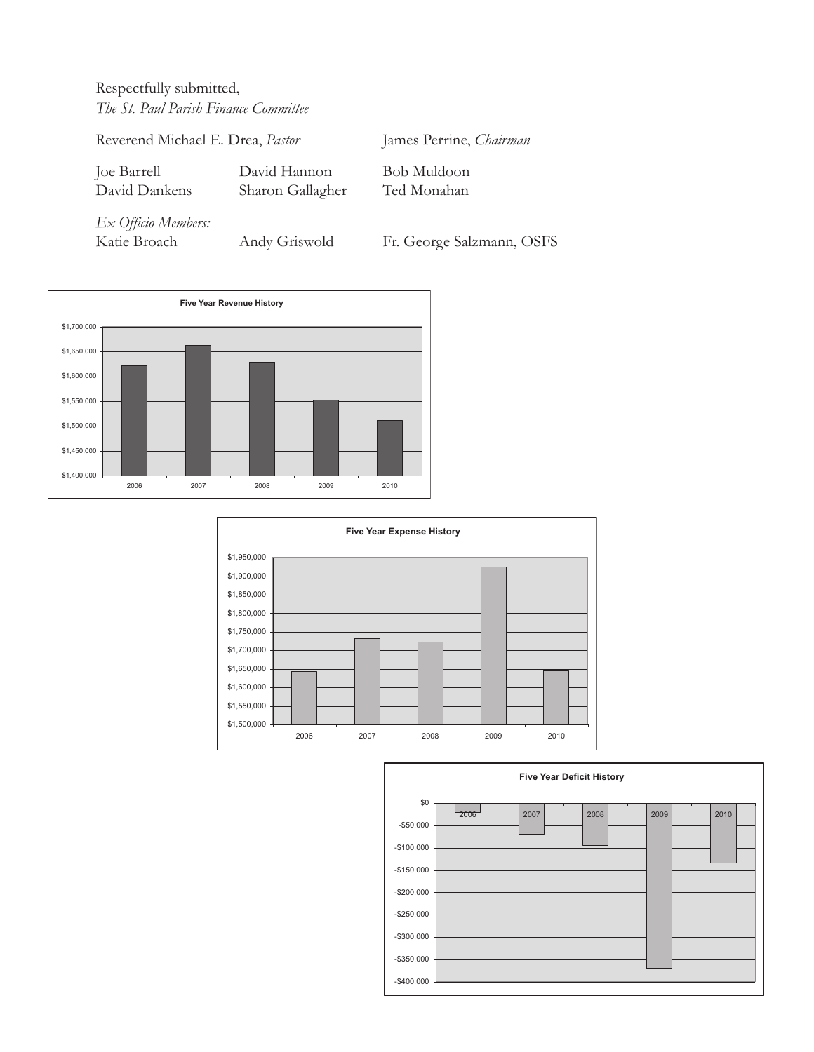Respectfully submitted,
*The St. Paul Parish Finance Committee*

Reverend Michael E. Drea, *Pastor* — James Perrine, *Chairman*

Joe Barrell — David Hannon — Bob Muldoon
David Dankens — Sharon Gallagher — Ted Monahan

*Ex Officio Members:*
Katie Broach — Andy Griswold — Fr. George Salzmann, OSFS

**Five Year Revenue History**

**Five Year Expense History**

**Five Year Deficit History**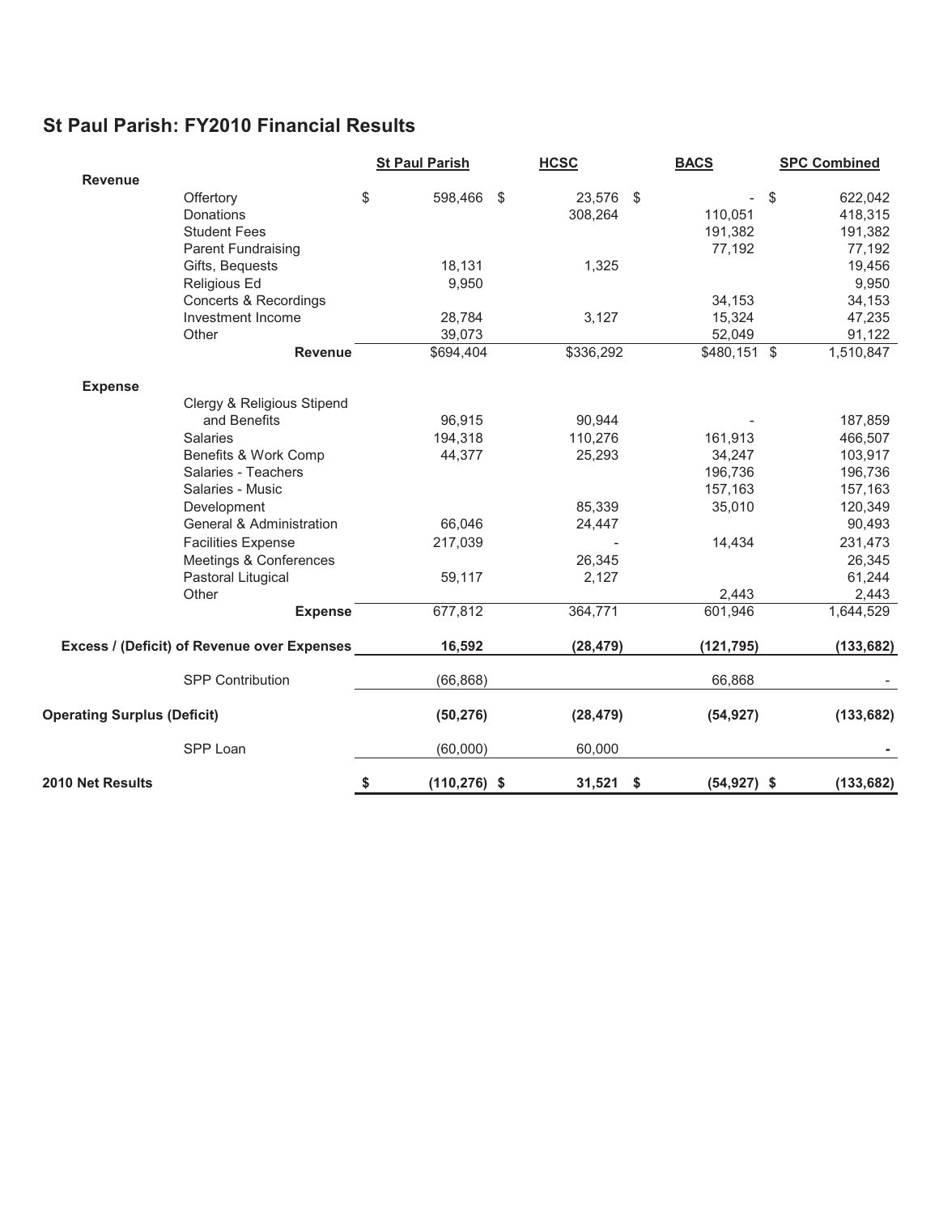## St Paul Parish: FY2010 Financial Results

| | | St Paul Parish | HCSC | BACS | SPC Combined |
|---|---|---|---|---|---|
| **Revenue** | | | | | |
| | Offertory | $ 598,466 | $ 23,576 | $ - | $ 622,042 |
| | Donations | | 308,264 | 110,051 | 418,315 |
| | Student Fees | | | 191,382 | 191,382 |
| | Parent Fundraising | | | 77,192 | 77,192 |
| | Gifts, Bequests | 18,131 | 1,325 | | 19,456 |
| | Religious Ed | 9,950 | | | 9,950 |
| | Concerts & Recordings | | | 34,153 | 34,153 |
| | Investment Income | 28,784 | 3,127 | 15,324 | 47,235 |
| | Other | 39,073 | | 52,049 | 91,122 |
| | **Revenue** | $694,404 | $336,292 | $480,151 | $ 1,510,847 |
| **Expense** | | | | | |
| | Clergy & Religious Stipend and Benefits | 96,915 | 90,944 | - | 187,859 |
| | Salaries | 194,318 | 110,276 | 161,913 | 466,507 |
| | Benefits & Work Comp | 44,377 | 25,293 | 34,247 | 103,917 |
| | Salaries - Teachers | | | 196,736 | 196,736 |
| | Salaries - Music | | | 157,163 | 157,163 |
| | Development | | 85,339 | 35,010 | 120,349 |
| | General & Administration | 66,046 | 24,447 | | 90,493 |
| | Facilities Expense | 217,039 | - | 14,434 | 231,473 |
| | Meetings & Conferences | | 26,345 | | 26,345 |
| | Pastoral Litugical | 59,117 | 2,127 | | 61,244 |
| | Other | | | 2,443 | 2,443 |
| | **Expense** | 677,812 | 364,771 | 601,946 | 1,644,529 |
| **Excess / (Deficit) of Revenue over Expenses** | | **16,592** | **(28,479)** | **(121,795)** | **(133,682)** |
| | SPP Contribution | (66,868) | | 66,868 | - |
| **Operating Surplus (Deficit)** | | **(50,276)** | **(28,479)** | **(54,927)** | **(133,682)** |
| | SPP Loan | (60,000) | 60,000 | | **-** |
| **2010 Net Results** | | **$ (110,276)** | **$ 31,521** | **$ (54,927)** | **$ (133,682)** |